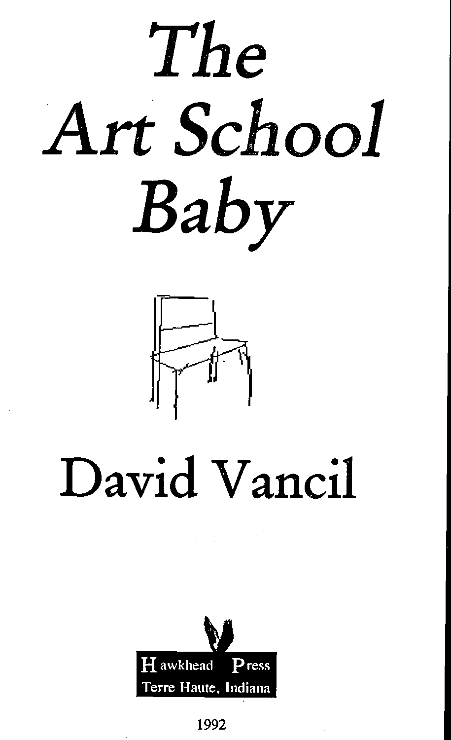# *The Art School Baby*

David Vancil

Hawkhead Press
Terre Haute, Indiana

1992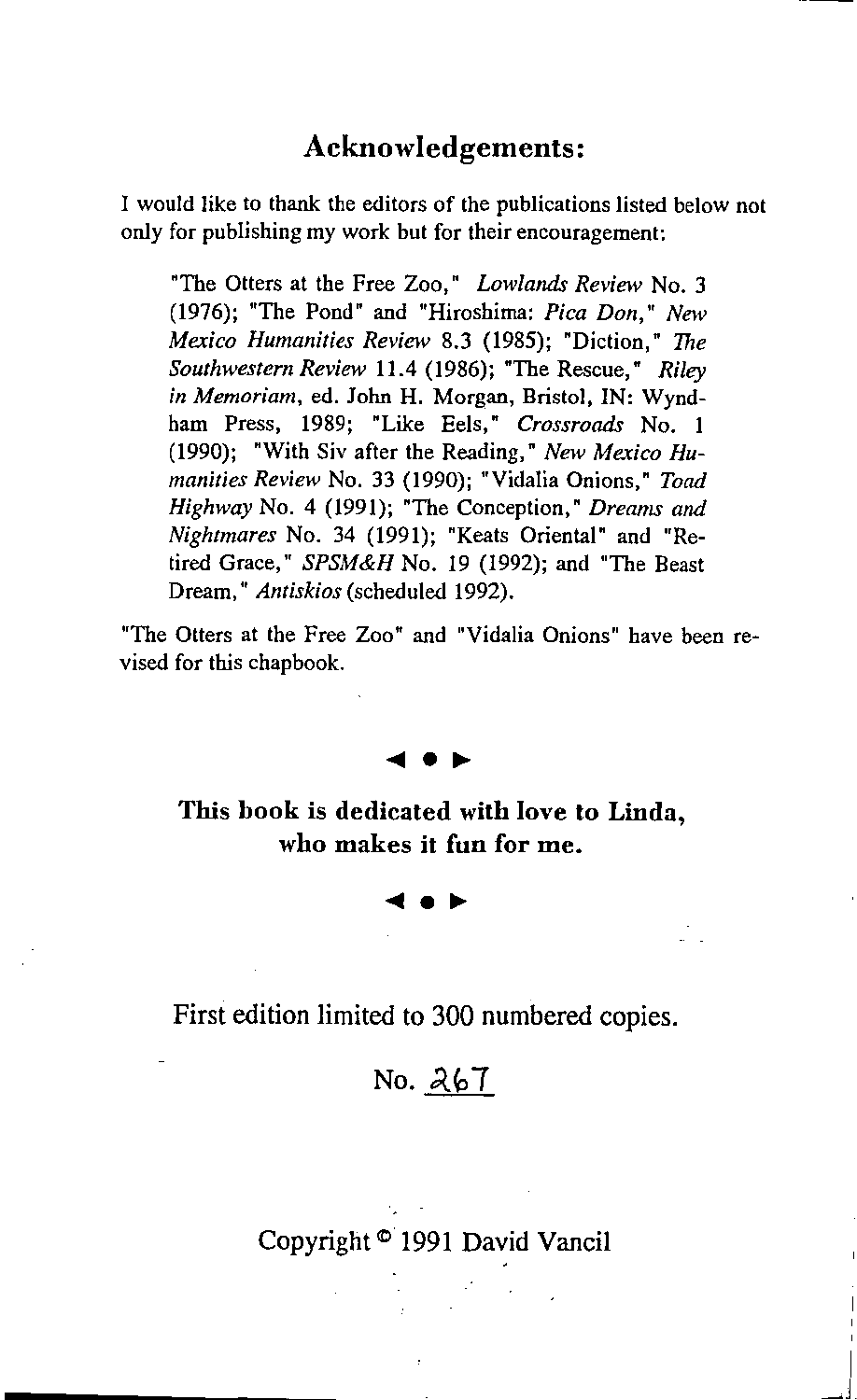## Acknowledgements:

I would like to thank the editors of the publications listed below not only for publishing my work but for their encouragement:

> "The Otters at the Free Zoo," *Lowlands Review* No. 3 (1976); "The Pond" and "Hiroshima: *Pica Don*," *New Mexico Humanities Review* 8.3 (1985); "Diction," *The Southwestern Review* 11.4 (1986); "The Rescue," *Riley in Memoriam*, ed. John H. Morgan, Bristol, IN: Wyndham Press, 1989; "Like Eels," *Crossroads* No. 1 (1990); "With Siv after the Reading," *New Mexico Humanities Review* No. 33 (1990); "Vidalia Onions," *Toad Highway* No. 4 (1991); "The Conception," *Dreams and Nightmares* No. 34 (1991); "Keats Oriental" and "Retired Grace," *SPSM&H* No. 19 (1992); and "The Beast Dream," *Antiskios* (scheduled 1992).

"The Otters at the Free Zoo" and "Vidalia Onions" have been revised for this chapbook.

◄ ● ►

**This book is dedicated with love to Linda, who makes it fun for me.**

◄ ● ►

First edition limited to 300 numbered copies.

No. 267

Copyright © 1991 David Vancil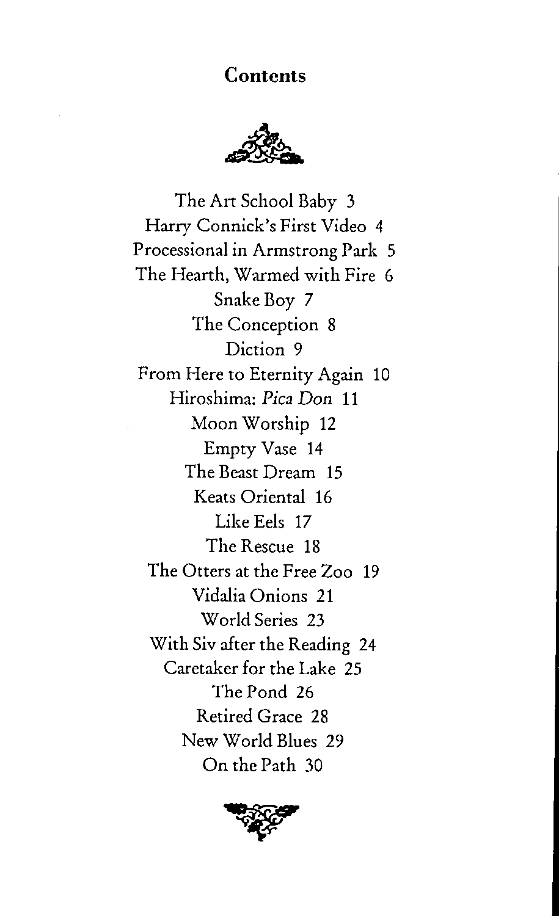## Contents

The Art School Baby 3
Harry Connick's First Video 4
Processional in Armstrong Park 5
The Hearth, Warmed with Fire 6
Snake Boy 7
The Conception 8
Diction 9
From Here to Eternity Again 10
Hiroshima: *Pica Don* 11
Moon Worship 12
Empty Vase 14
The Beast Dream 15
Keats Oriental 16
Like Eels 17
The Rescue 18
The Otters at the Free Zoo 19
Vidalia Onions 21
World Series 23
With Siv after the Reading 24
Caretaker for the Lake 25
The Pond 26
Retired Grace 28
New World Blues 29
On the Path 30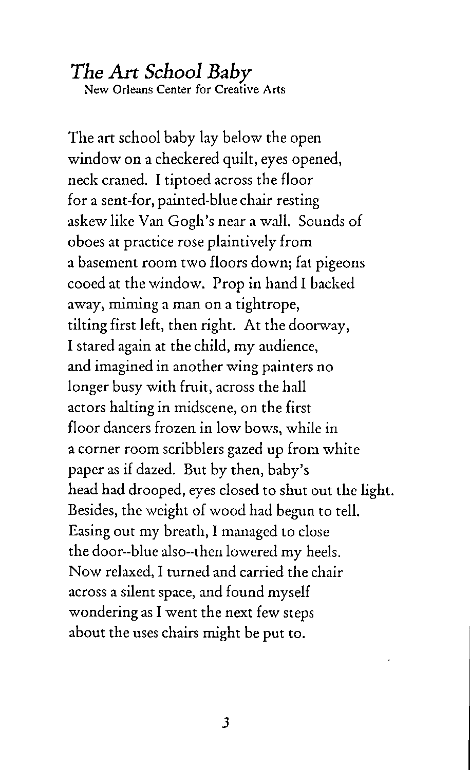## *The Art School Baby*

New Orleans Center for Creative Arts

The art school baby lay below the open  
window on a checkered quilt, eyes opened,  
neck craned. I tiptoed across the floor  
for a sent-for, painted-blue chair resting  
askew like Van Gogh's near a wall. Sounds of  
oboes at practice rose plaintively from  
a basement room two floors down; fat pigeons  
cooed at the window. Prop in hand I backed  
away, miming a man on a tightrope,  
tilting first left, then right. At the doorway,  
I stared again at the child, my audience,  
and imagined in another wing painters no  
longer busy with fruit, across the hall  
actors halting in midscene, on the first  
floor dancers frozen in low bows, while in  
a corner room scribblers gazed up from white  
paper as if dazed. But by then, baby's  
head had drooped, eyes closed to shut out the light.  
Besides, the weight of wood had begun to tell.  
Easing out my breath, I managed to close  
the door--blue also--then lowered my heels.  
Now relaxed, I turned and carried the chair  
across a silent space, and found myself  
wondering as I went the next few steps  
about the uses chairs might be put to.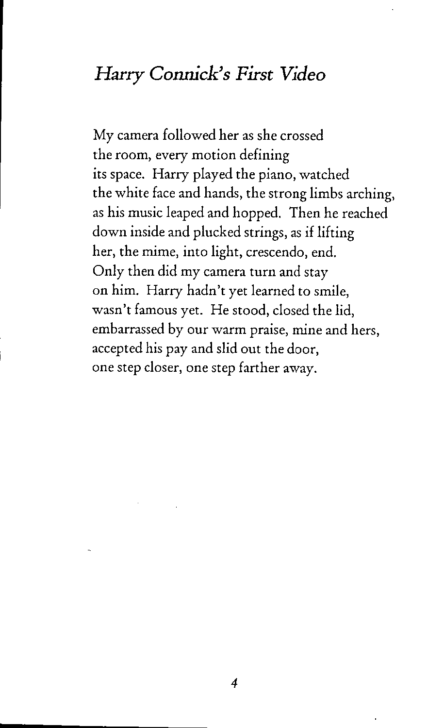# *Harry Connick's First Video*

My camera followed her as she crossed  
the room, every motion defining  
its space. Harry played the piano, watched  
the white face and hands, the strong limbs arching,  
as his music leaped and hopped. Then he reached  
down inside and plucked strings, as if lifting  
her, the mime, into light, crescendo, end.  
Only then did my camera turn and stay  
on him. Harry hadn't yet learned to smile,  
wasn't famous yet. He stood, closed the lid,  
embarrassed by our warm praise, mine and hers,  
accepted his pay and slid out the door,  
one step closer, one step farther away.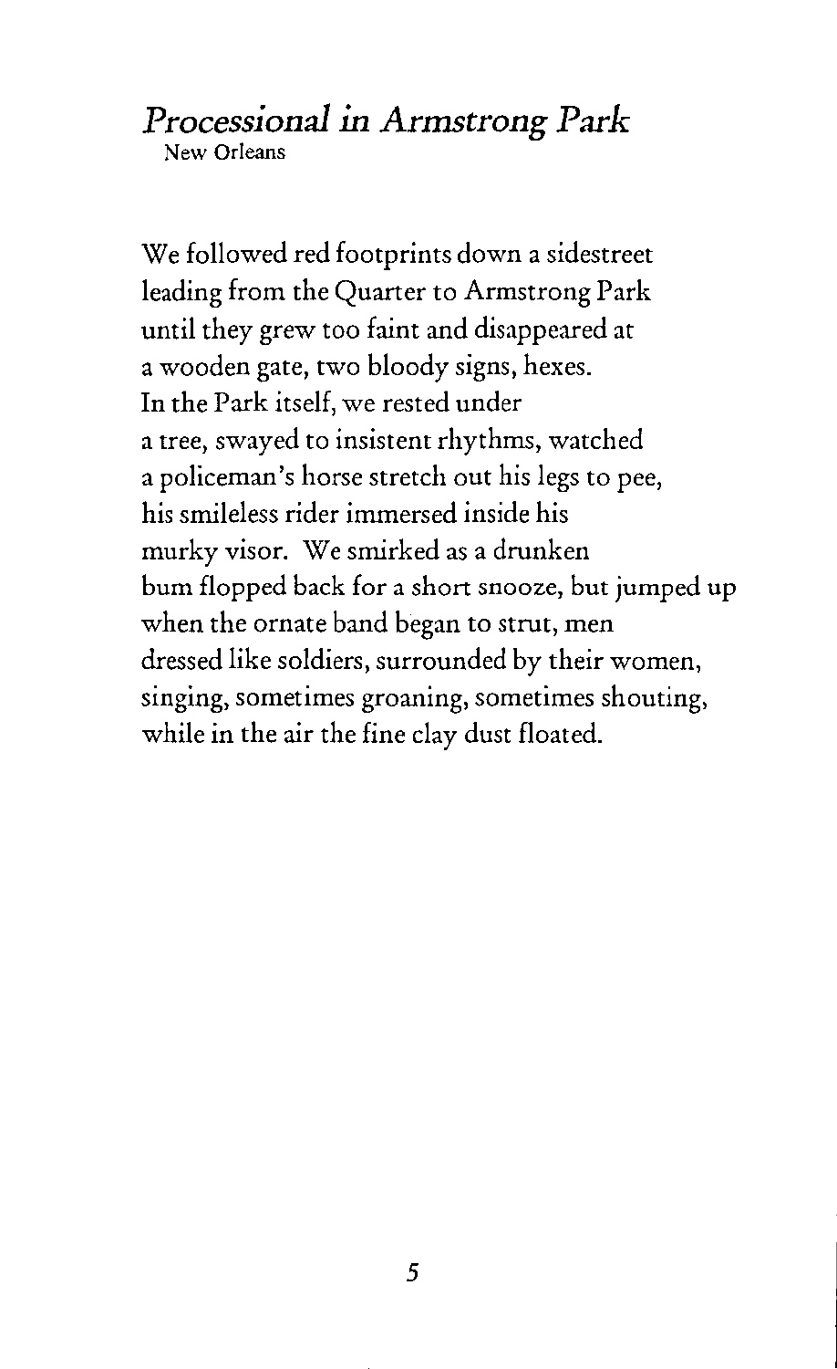## *Processional in Armstrong Park*

New Orleans

We followed red footprints down a sidestreet
leading from the Quarter to Armstrong Park
until they grew too faint and disappeared at
a wooden gate, two bloody signs, hexes.
In the Park itself, we rested under
a tree, swayed to insistent rhythms, watched
a policeman's horse stretch out his legs to pee,
his smileless rider immersed inside his
murky visor. We smirked as a drunken
bum flopped back for a short snooze, but jumped up
when the ornate band began to strut, men
dressed like soldiers, surrounded by their women,
singing, sometimes groaning, sometimes shouting,
while in the air the fine clay dust floated.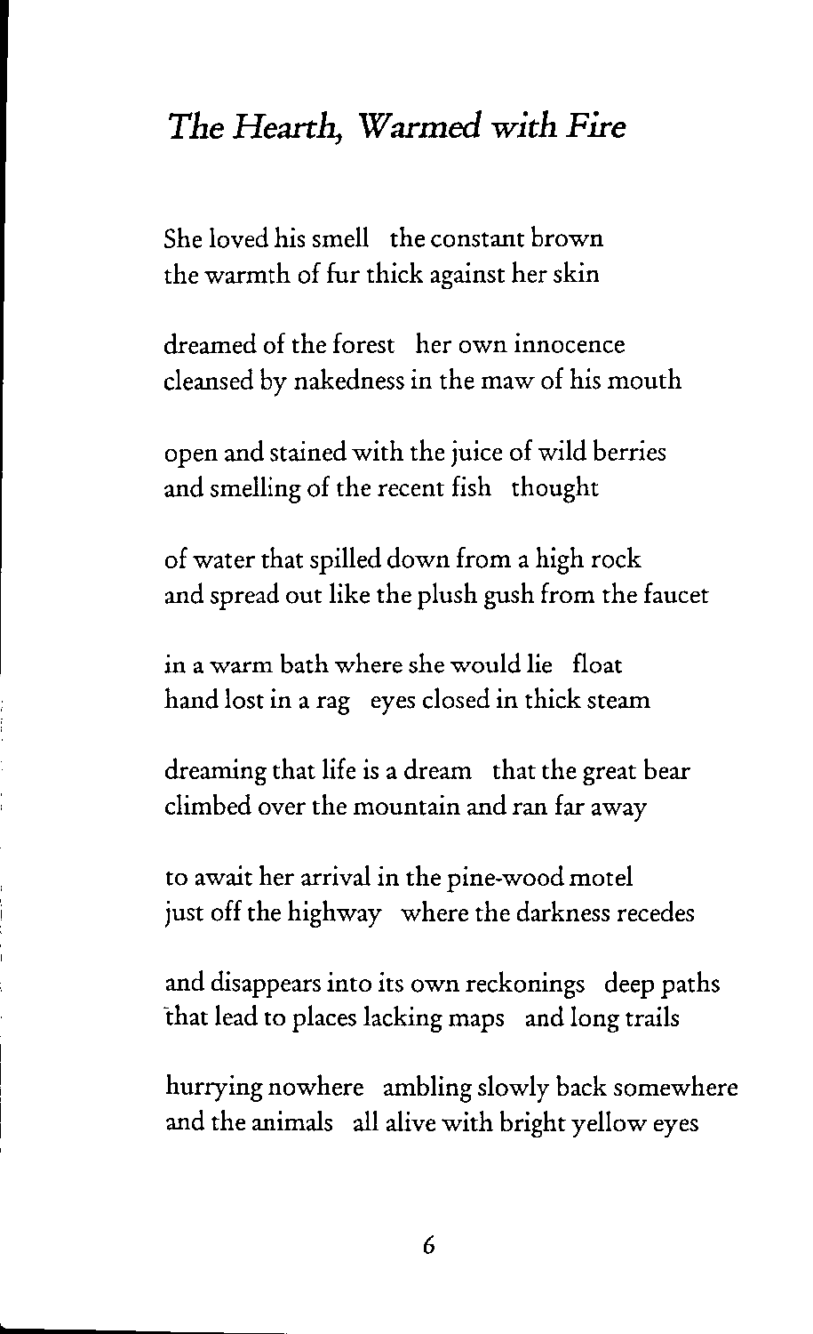## *The Hearth, Warmed with Fire*

She loved his smell   the constant brown  
the warmth of fur thick against her skin

dreamed of the forest   her own innocence  
cleansed by nakedness in the maw of his mouth

open and stained with the juice of wild berries  
and smelling of the recent fish   thought

of water that spilled down from a high rock  
and spread out like the plush gush from the faucet

in a warm bath where she would lie   float  
hand lost in a rag   eyes closed in thick steam

dreaming that life is a dream   that the great bear  
climbed over the mountain and ran far away

to await her arrival in the pine-wood motel  
just off the highway   where the darkness recedes

and disappears into its own reckonings   deep paths  
that lead to places lacking maps   and long trails

hurrying nowhere   ambling slowly back somewhere  
and the animals   all alive with bright yellow eyes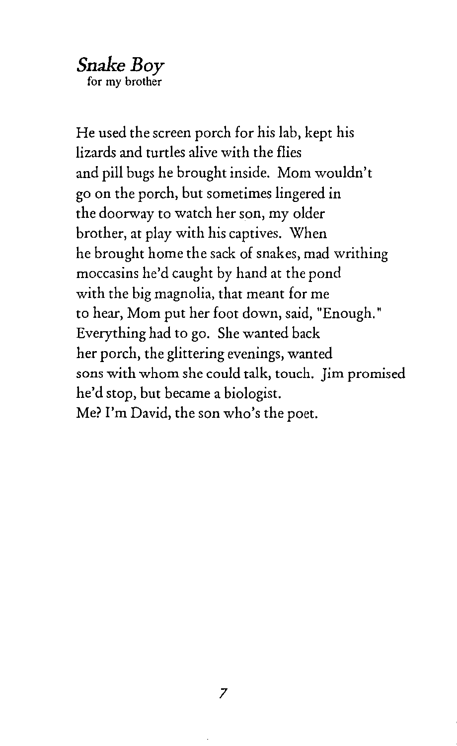## *Snake Boy*

for my brother

He used the screen porch for his lab, kept his
lizards and turtles alive with the flies
and pill bugs he brought inside. Mom wouldn't
go on the porch, but sometimes lingered in
the doorway to watch her son, my older
brother, at play with his captives. When
he brought home the sack of snakes, mad writhing
moccasins he'd caught by hand at the pond
with the big magnolia, that meant for me
to hear, Mom put her foot down, said, "Enough."
Everything had to go. She wanted back
her porch, the glittering evenings, wanted
sons with whom she could talk, touch. Jim promised
he'd stop, but became a biologist.
Me? I'm David, the son who's the poet.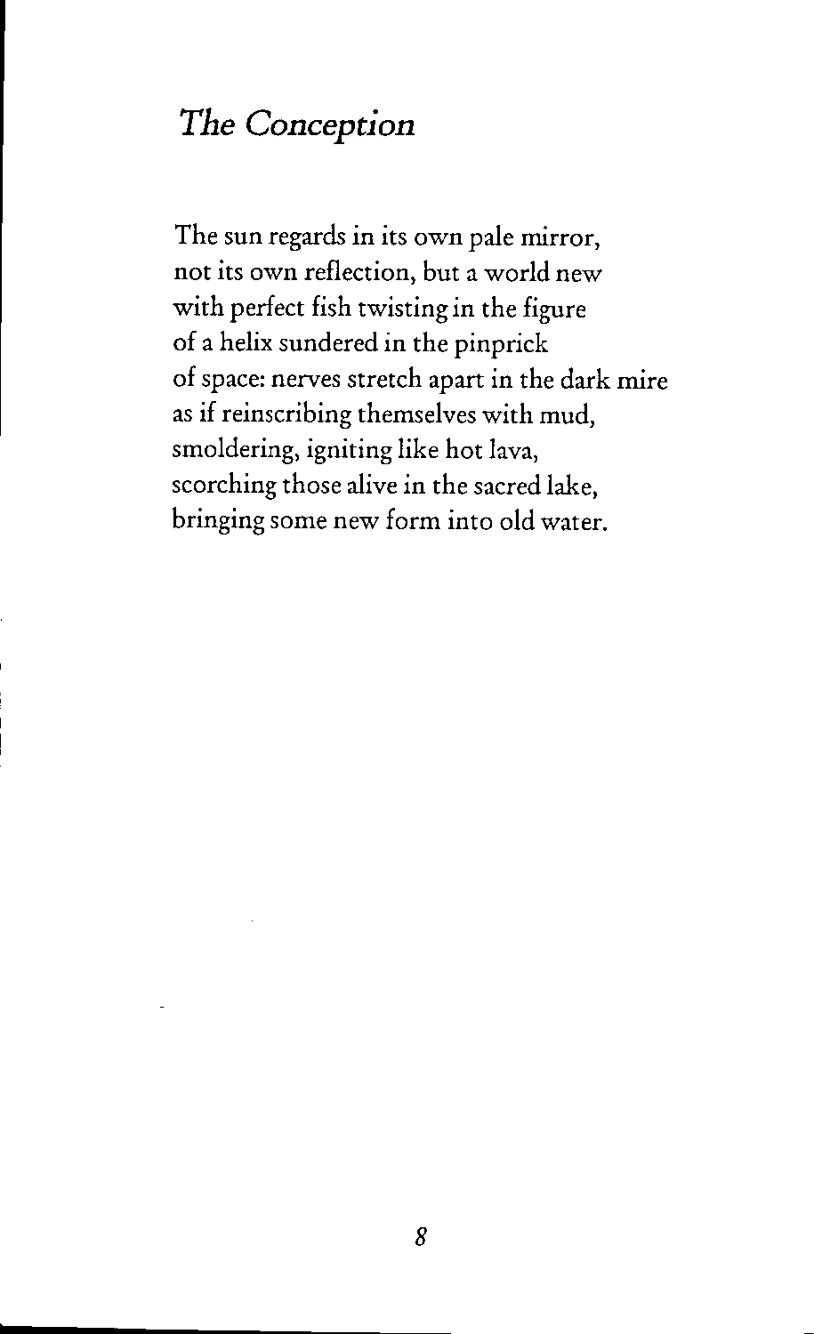# *The Conception*

The sun regards in its own pale mirror,
not its own reflection, but a world new
with perfect fish twisting in the figure
of a helix sundered in the pinprick
of space: nerves stretch apart in the dark mire
as if reinscribing themselves with mud,
smoldering, igniting like hot lava,
scorching those alive in the sacred lake,
bringing some new form into old water.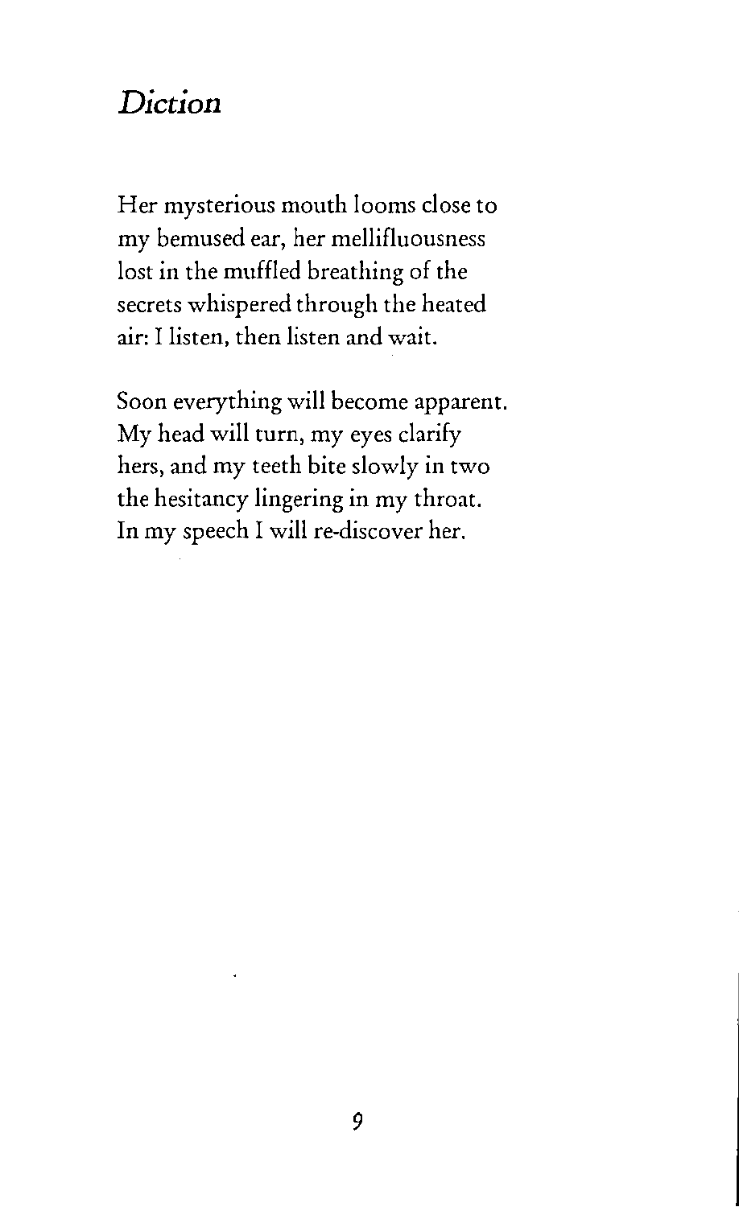## *Diction*

Her mysterious mouth looms close to  
my bemused ear, her mellifluousness  
lost in the muffled breathing of the  
secrets whispered through the heated  
air: I listen, then listen and wait.

Soon everything will become apparent.  
My head will turn, my eyes clarify  
hers, and my teeth bite slowly in two  
the hesitancy lingering in my throat.  
In my speech I will re-discover her.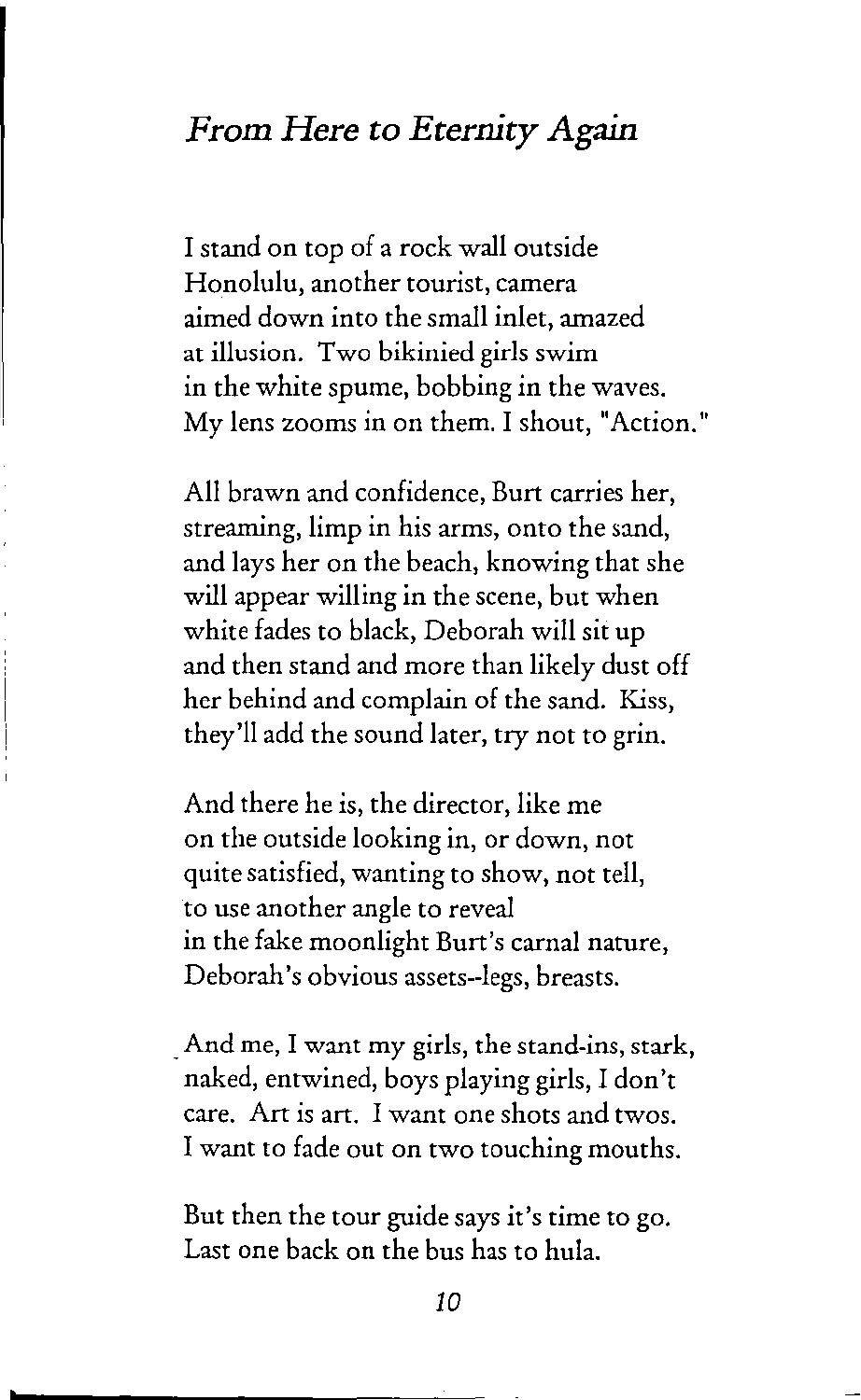## *From Here to Eternity Again*

I stand on top of a rock wall outside
Honolulu, another tourist, camera
aimed down into the small inlet, amazed
at illusion. Two bikinied girls swim
in the white spume, bobbing in the waves.
My lens zooms in on them. I shout, "Action."

All brawn and confidence, Burt carries her,
streaming, limp in his arms, onto the sand,
and lays her on the beach, knowing that she
will appear willing in the scene, but when
white fades to black, Deborah will sit up
and then stand and more than likely dust off
her behind and complain of the sand. Kiss,
they'll add the sound later, try not to grin.

And there he is, the director, like me
on the outside looking in, or down, not
quite satisfied, wanting to show, not tell,
to use another angle to reveal
in the fake moonlight Burt's carnal nature,
Deborah's obvious assets--legs, breasts.

And me, I want my girls, the stand-ins, stark,
naked, entwined, boys playing girls, I don't
care. Art is art. I want one shots and twos.
I want to fade out on two touching mouths.

But then the tour guide says it's time to go.
Last one back on the bus has to hula.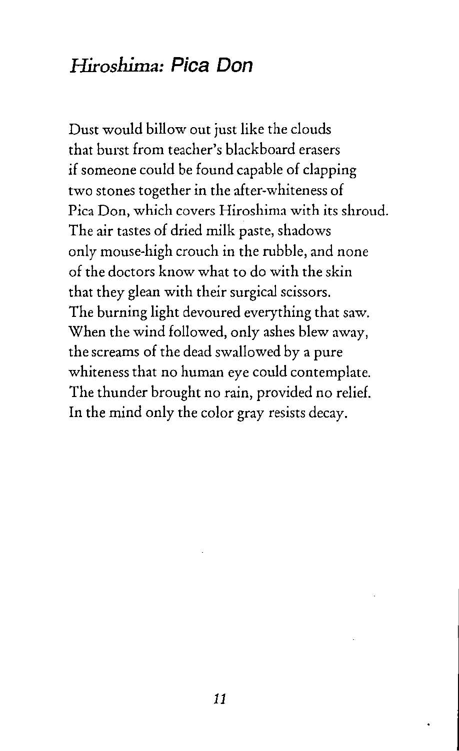## *Hiroshima:* Pica Don

Dust would billow out just like the clouds
that burst from teacher's blackboard erasers
if someone could be found capable of clapping
two stones together in the after-whiteness of
Pica Don, which covers Hiroshima with its shroud.
The air tastes of dried milk paste, shadows
only mouse-high crouch in the rubble, and none
of the doctors know what to do with the skin
that they glean with their surgical scissors.
The burning light devoured everything that saw.
When the wind followed, only ashes blew away,
the screams of the dead swallowed by a pure
whiteness that no human eye could contemplate.
The thunder brought no rain, provided no relief.
In the mind only the color gray resists decay.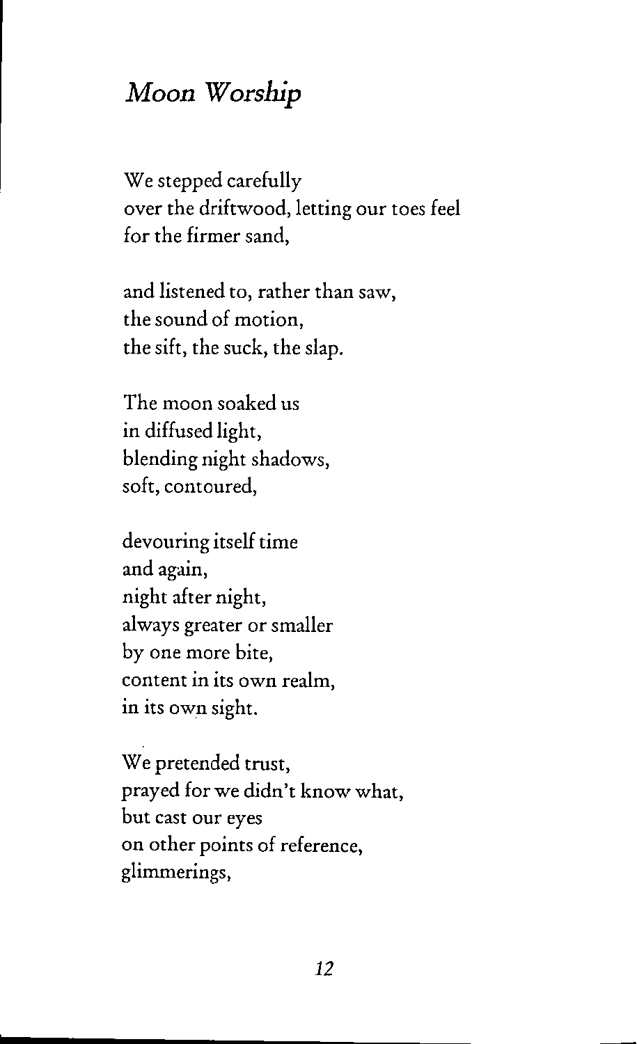## *Moon Worship*

We stepped carefully  
over the driftwood, letting our toes feel  
for the firmer sand,

and listened to, rather than saw,  
the sound of motion,  
the sift, the suck, the slap.

The moon soaked us  
in diffused light,  
blending night shadows,  
soft, contoured,

devouring itself time  
and again,  
night after night,  
always greater or smaller  
by one more bite,  
content in its own realm,  
in its own sight.

We pretended trust,  
prayed for we didn't know what,  
but cast our eyes  
on other points of reference,  
glimmerings,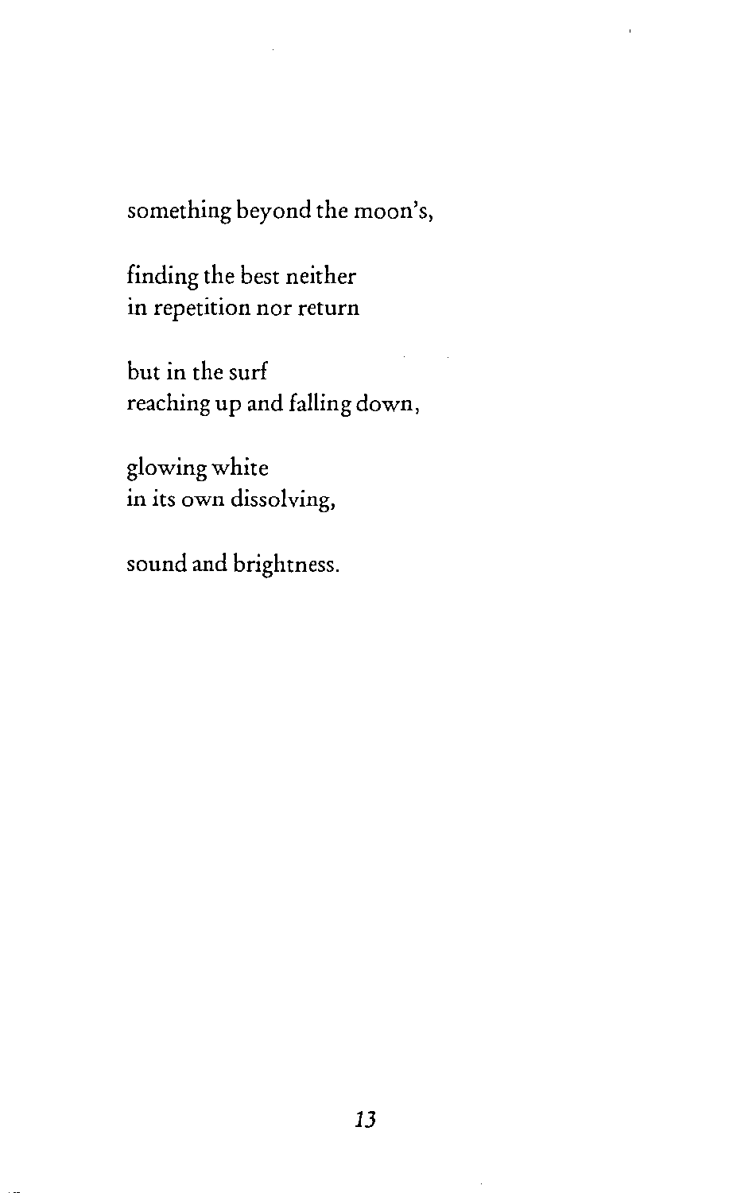something beyond the moon's,

finding the best neither
in repetition nor return

but in the surf
reaching up and falling down,

glowing white
in its own dissolving,

sound and brightness.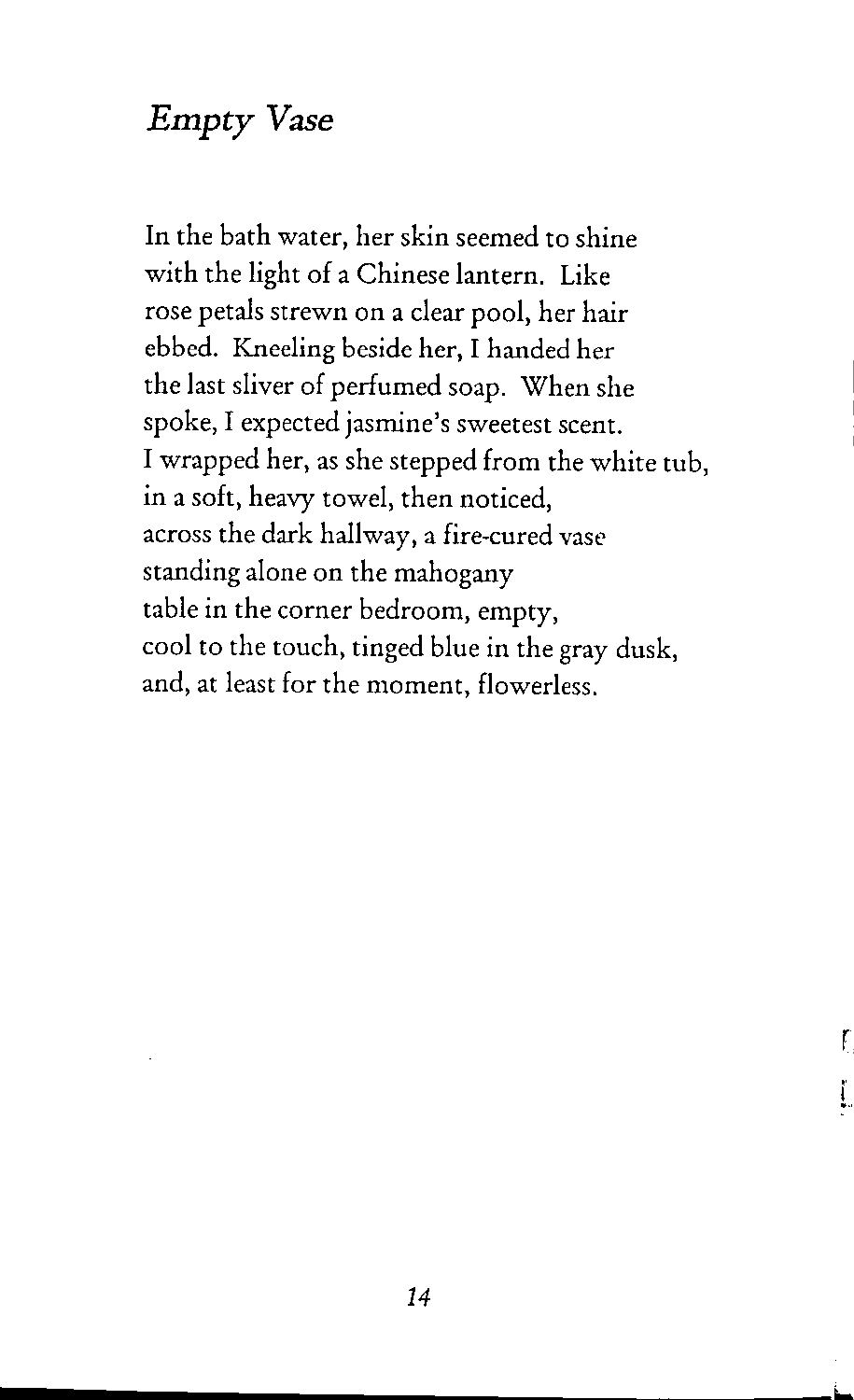## *Empty Vase*

In the bath water, her skin seemed to shine  
with the light of a Chinese lantern. Like  
rose petals strewn on a clear pool, her hair  
ebbed. Kneeling beside her, I handed her  
the last sliver of perfumed soap. When she  
spoke, I expected jasmine's sweetest scent.  
I wrapped her, as she stepped from the white tub,  
in a soft, heavy towel, then noticed,  
across the dark hallway, a fire-cured vase  
standing alone on the mahogany  
table in the corner bedroom, empty,  
cool to the touch, tinged blue in the gray dusk,  
and, at least for the moment, flowerless.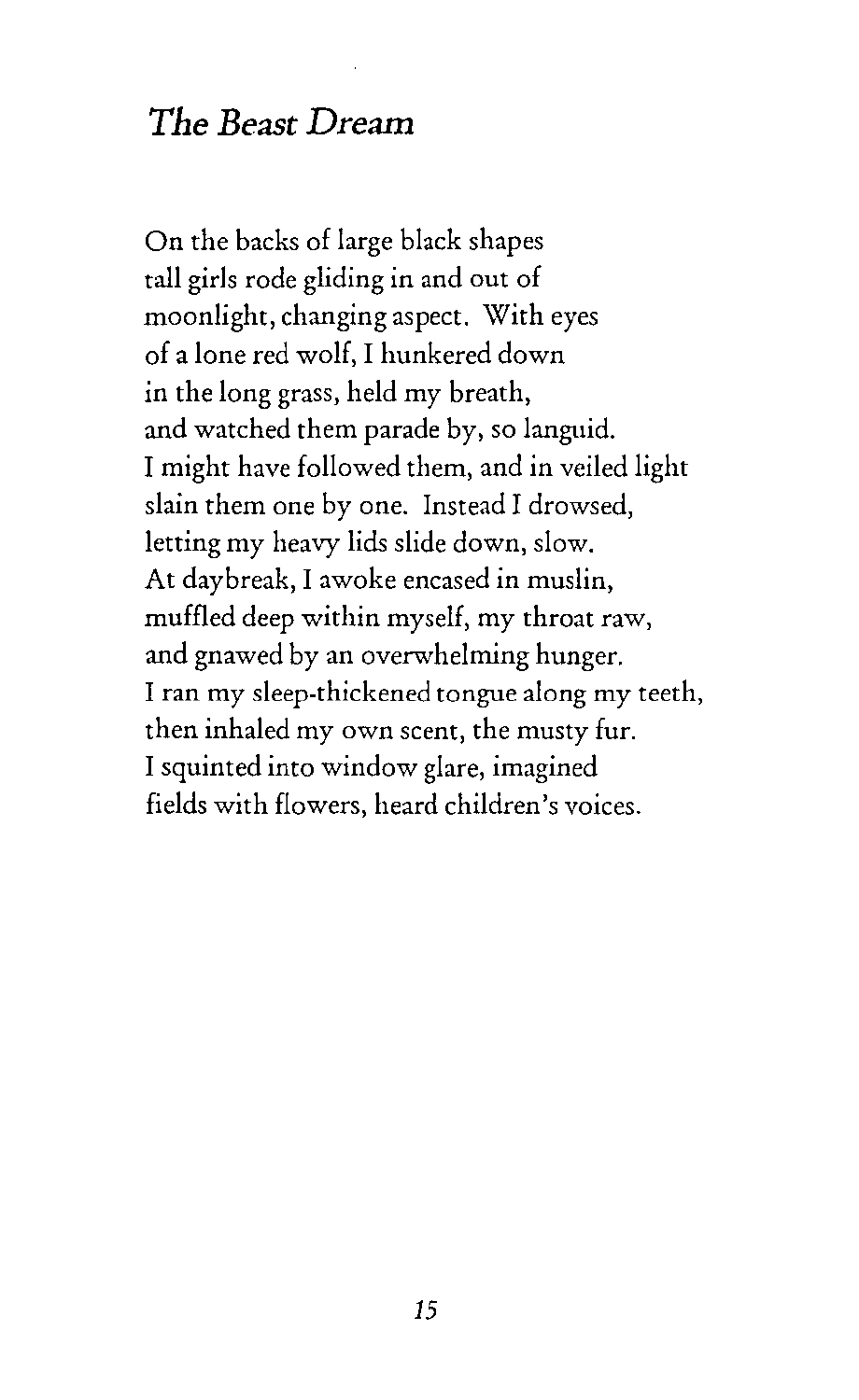## *The Beast Dream*

On the backs of large black shapes
tall girls rode gliding in and out of
moonlight, changing aspect. With eyes
of a lone red wolf, I hunkered down
in the long grass, held my breath,
and watched them parade by, so languid.
I might have followed them, and in veiled light
slain them one by one. Instead I drowsed,
letting my heavy lids slide down, slow.
At daybreak, I awoke encased in muslin,
muffled deep within myself, my throat raw,
and gnawed by an overwhelming hunger.
I ran my sleep-thickened tongue along my teeth,
then inhaled my own scent, the musty fur.
I squinted into window glare, imagined
fields with flowers, heard children's voices.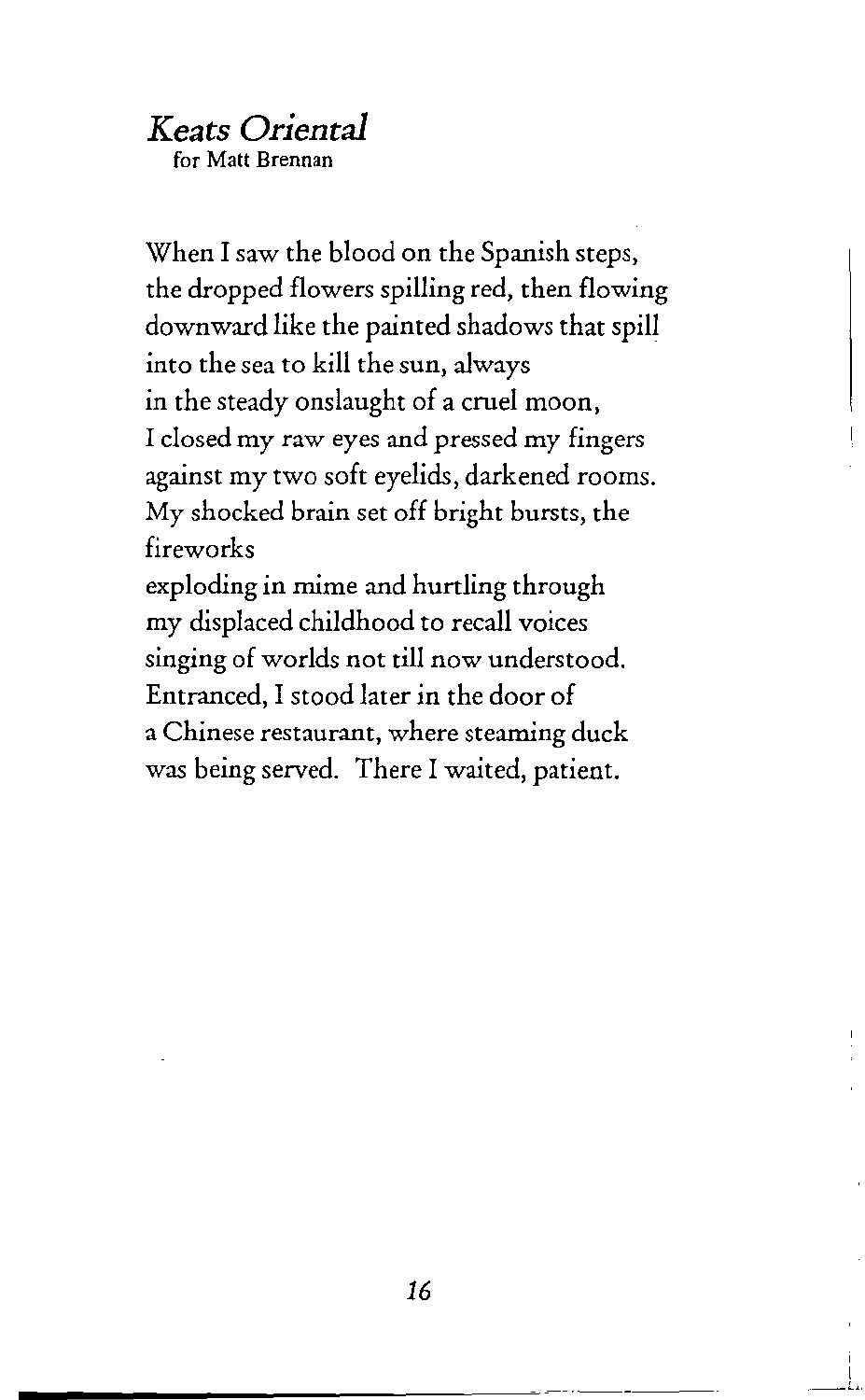## *Keats Oriental*

for Matt Brennan

When I saw the blood on the Spanish steps,  
the dropped flowers spilling red, then flowing  
downward like the painted shadows that spill  
into the sea to kill the sun, always  
in the steady onslaught of a cruel moon,  
I closed my raw eyes and pressed my fingers  
against my two soft eyelids, darkened rooms.  
My shocked brain set off bright bursts, the  
fireworks  
exploding in mime and hurtling through  
my displaced childhood to recall voices  
singing of worlds not till now understood.  
Entranced, I stood later in the door of  
a Chinese restaurant, where steaming duck  
was being served. There I waited, patient.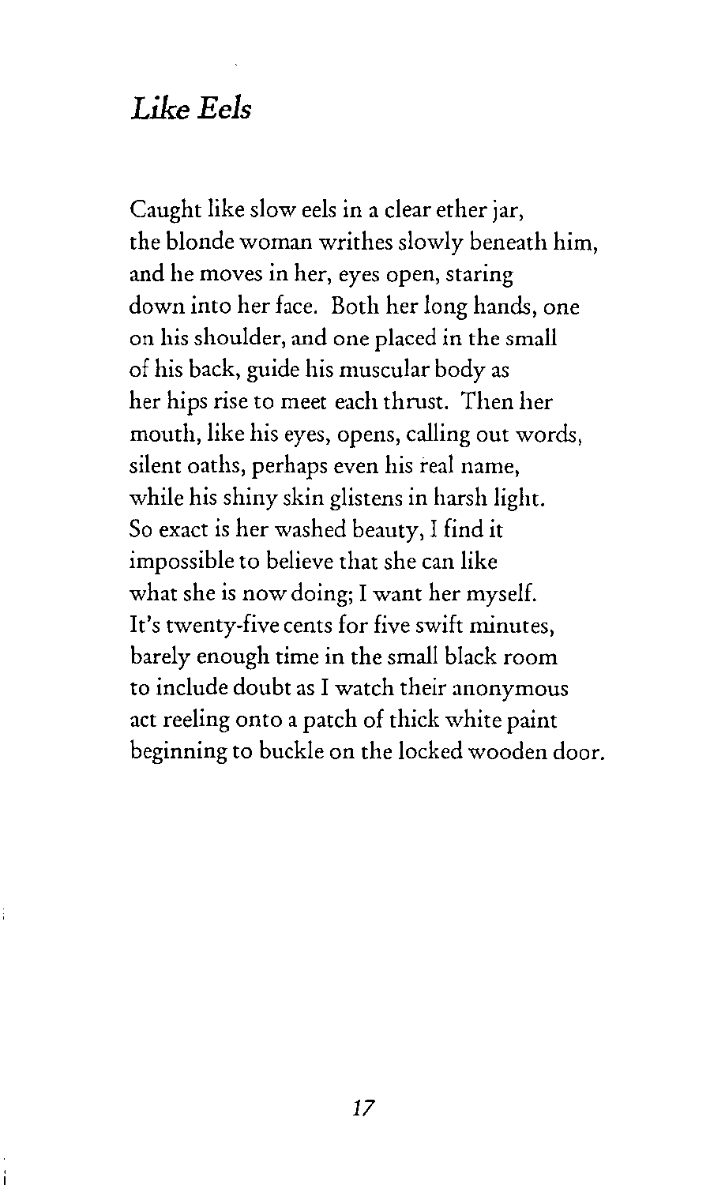# *Like Eels*

Caught like slow eels in a clear ether jar,  
the blonde woman writhes slowly beneath him,  
and he moves in her, eyes open, staring  
down into her face. Both her long hands, one  
on his shoulder, and one placed in the small  
of his back, guide his muscular body as  
her hips rise to meet each thrust. Then her  
mouth, like his eyes, opens, calling out words,  
silent oaths, perhaps even his real name,  
while his shiny skin glistens in harsh light.  
So exact is her washed beauty, I find it  
impossible to believe that she can like  
what she is now doing; I want her myself.  
It's twenty-five cents for five swift minutes,  
barely enough time in the small black room  
to include doubt as I watch their anonymous  
act reeling onto a patch of thick white paint  
beginning to buckle on the locked wooden door.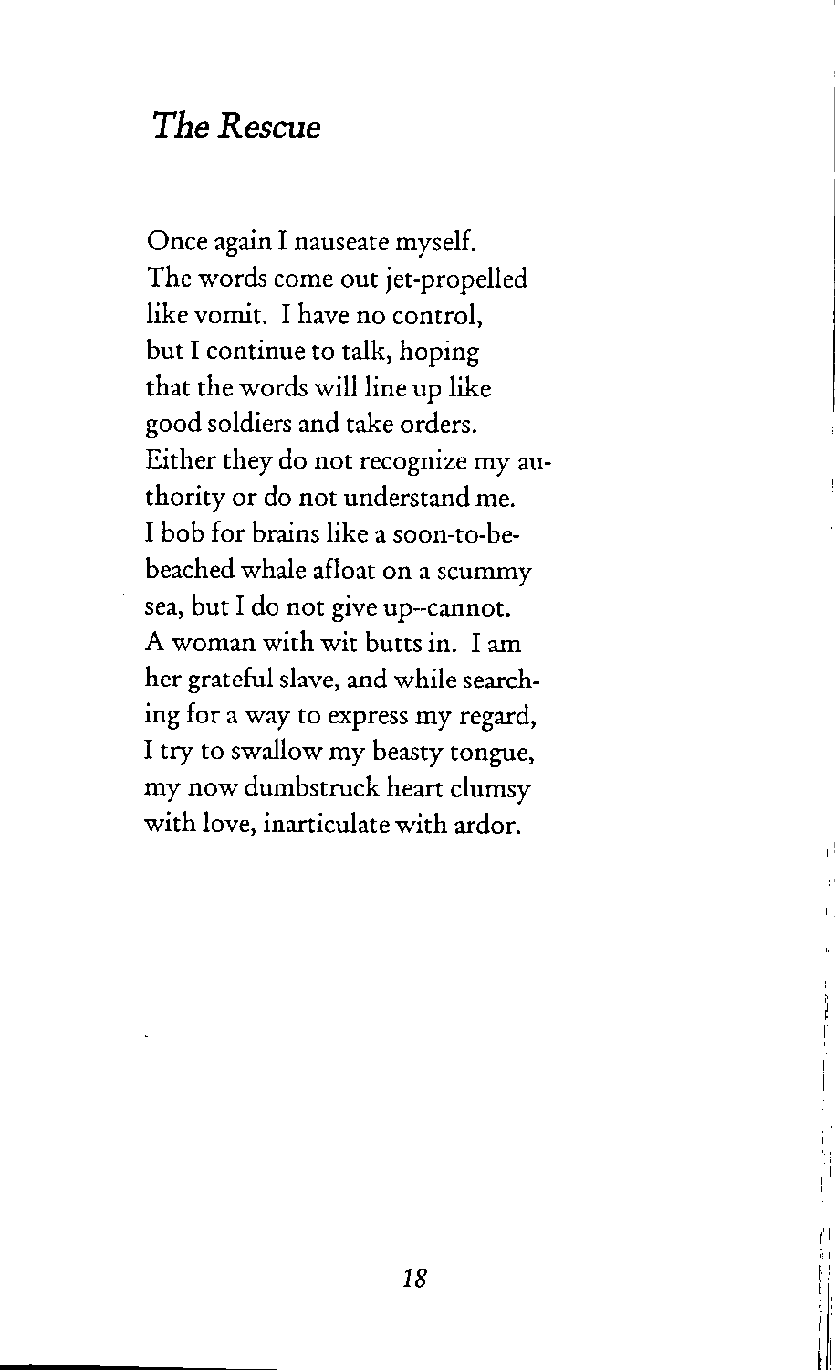## *The Rescue*

Once again I nauseate myself.  
The words come out jet-propelled  
like vomit. I have no control,  
but I continue to talk, hoping  
that the words will line up like  
good soldiers and take orders.  
Either they do not recognize my au-  
thority or do not understand me.  
I bob for brains like a soon-to-be-  
beached whale afloat on a scummy  
sea, but I do not give up--cannot.  
A woman with wit butts in. I am  
her grateful slave, and while search-  
ing for a way to express my regard,  
I try to swallow my beasty tongue,  
my now dumbstruck heart clumsy  
with love, inarticulate with ardor.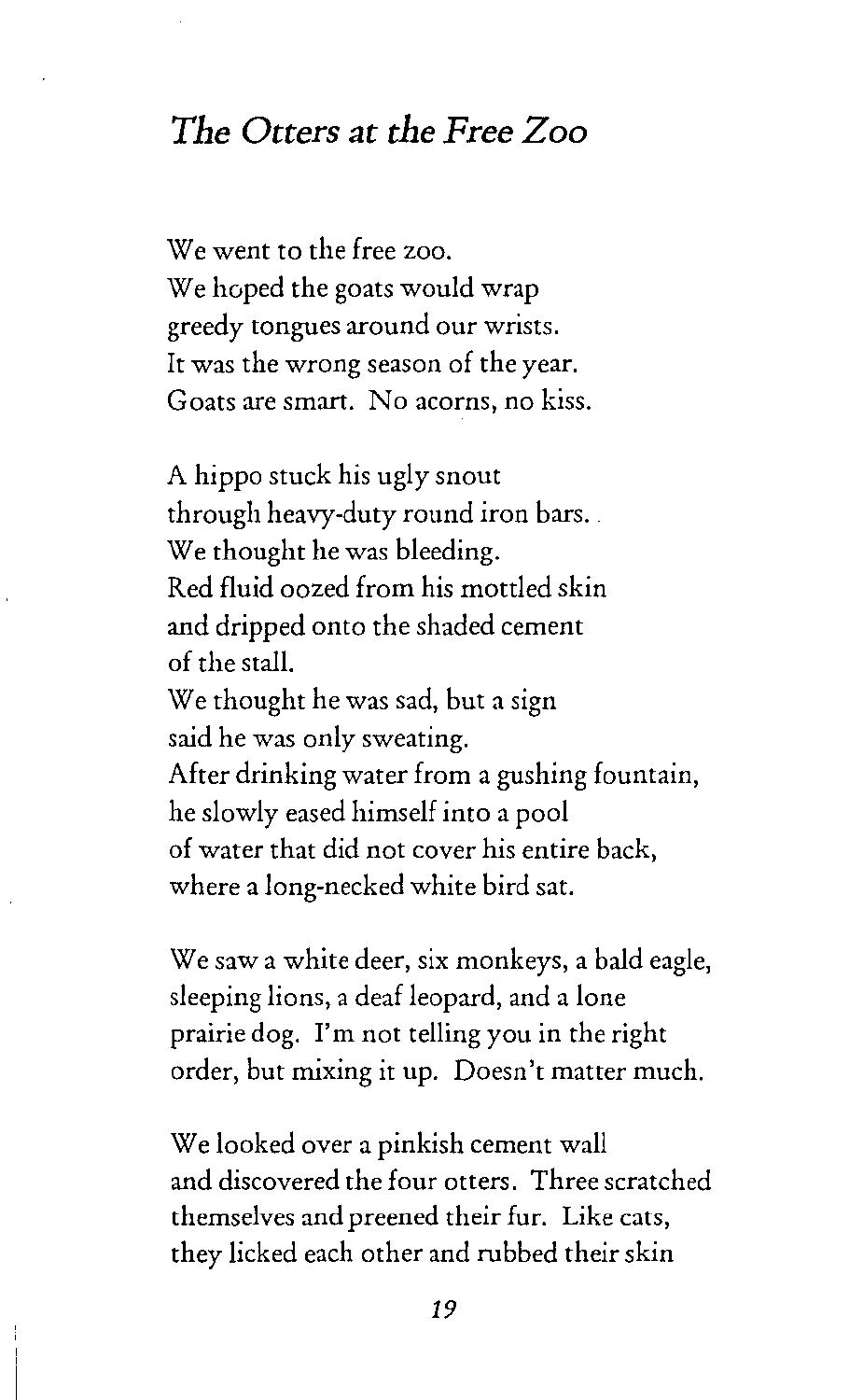## *The Otters at the Free Zoo*

We went to the free zoo.
We hoped the goats would wrap
greedy tongues around our wrists.
It was the wrong season of the year.
Goats are smart. No acorns, no kiss.

A hippo stuck his ugly snout
through heavy-duty round iron bars.
We thought he was bleeding.
Red fluid oozed from his mottled skin
and dripped onto the shaded cement
of the stall.
We thought he was sad, but a sign
said he was only sweating.
After drinking water from a gushing fountain,
he slowly eased himself into a pool
of water that did not cover his entire back,
where a long-necked white bird sat.

We saw a white deer, six monkeys, a bald eagle,
sleeping lions, a deaf leopard, and a lone
prairie dog. I'm not telling you in the right
order, but mixing it up. Doesn't matter much.

We looked over a pinkish cement wall
and discovered the four otters. Three scratched
themselves and preened their fur. Like cats,
they licked each other and rubbed their skin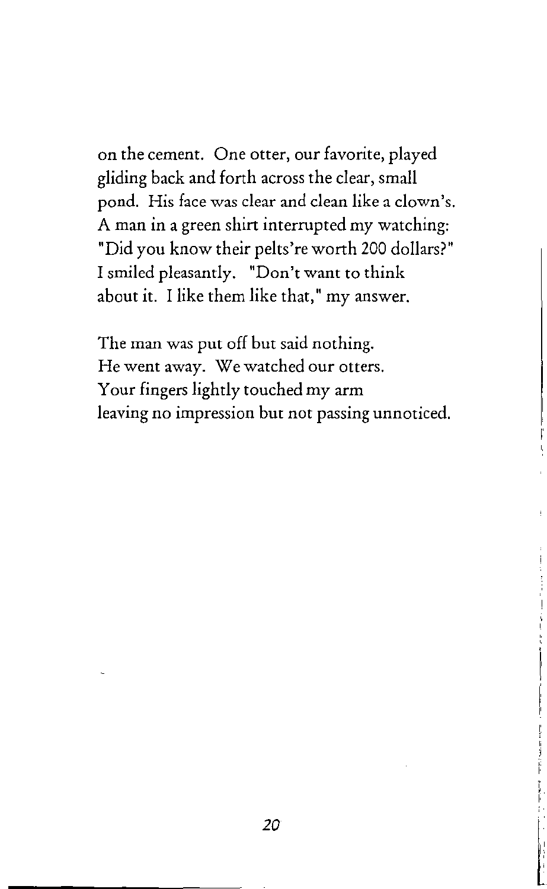on the cement. One otter, our favorite, played
gliding back and forth across the clear, small
pond. His face was clear and clean like a clown's.
A man in a green shirt interrupted my watching:
"Did you know their pelts're worth 200 dollars?"
I smiled pleasantly. "Don't want to think
about it. I like them like that," my answer.

The man was put off but said nothing.
He went away. We watched our otters.
Your fingers lightly touched my arm
leaving no impression but not passing unnoticed.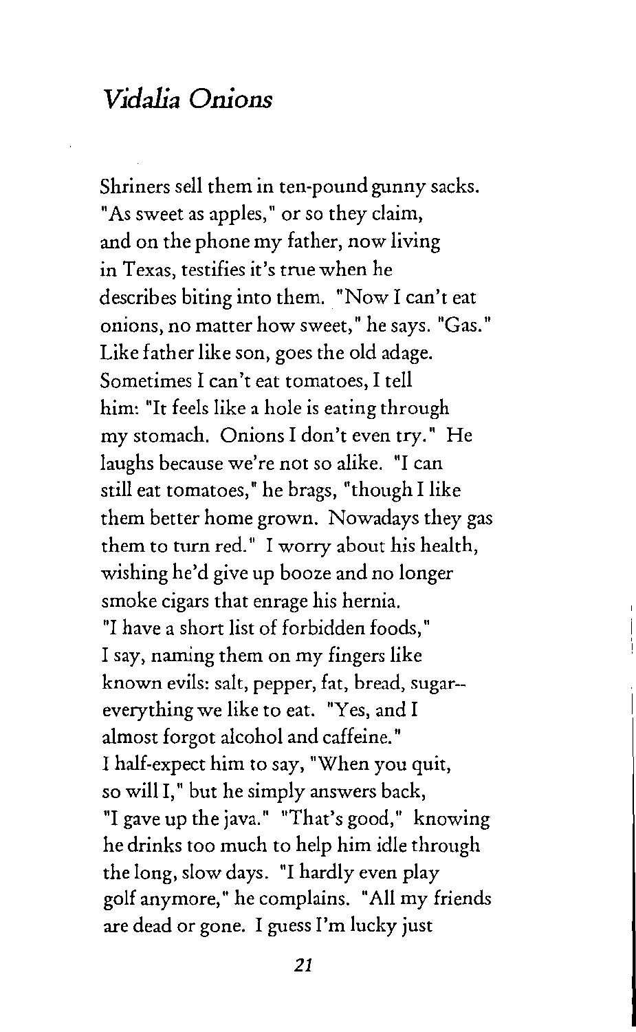# *Vidalia Onions*

Shriners sell them in ten-pound gunny sacks.
"As sweet as apples," or so they claim,
and on the phone my father, now living
in Texas, testifies it's true when he
describes biting into them. "Now I can't eat
onions, no matter how sweet," he says. "Gas."
Like father like son, goes the old adage.
Sometimes I can't eat tomatoes, I tell
him: "It feels like a hole is eating through
my stomach. Onions I don't even try." He
laughs because we're not so alike. "I can
still eat tomatoes," he brags, "though I like
them better home grown. Nowadays they gas
them to turn red." I worry about his health,
wishing he'd give up booze and no longer
smoke cigars that enrage his hernia.
"I have a short list of forbidden foods,"
I say, naming them on my fingers like
known evils: salt, pepper, fat, bread, sugar--
everything we like to eat. "Yes, and I
almost forgot alcohol and caffeine."
I half-expect him to say, "When you quit,
so will I," but he simply answers back,
"I gave up the java." "That's good," knowing
he drinks too much to help him idle through
the long, slow days. "I hardly even play
golf anymore," he complains. "All my friends
are dead or gone. I guess I'm lucky just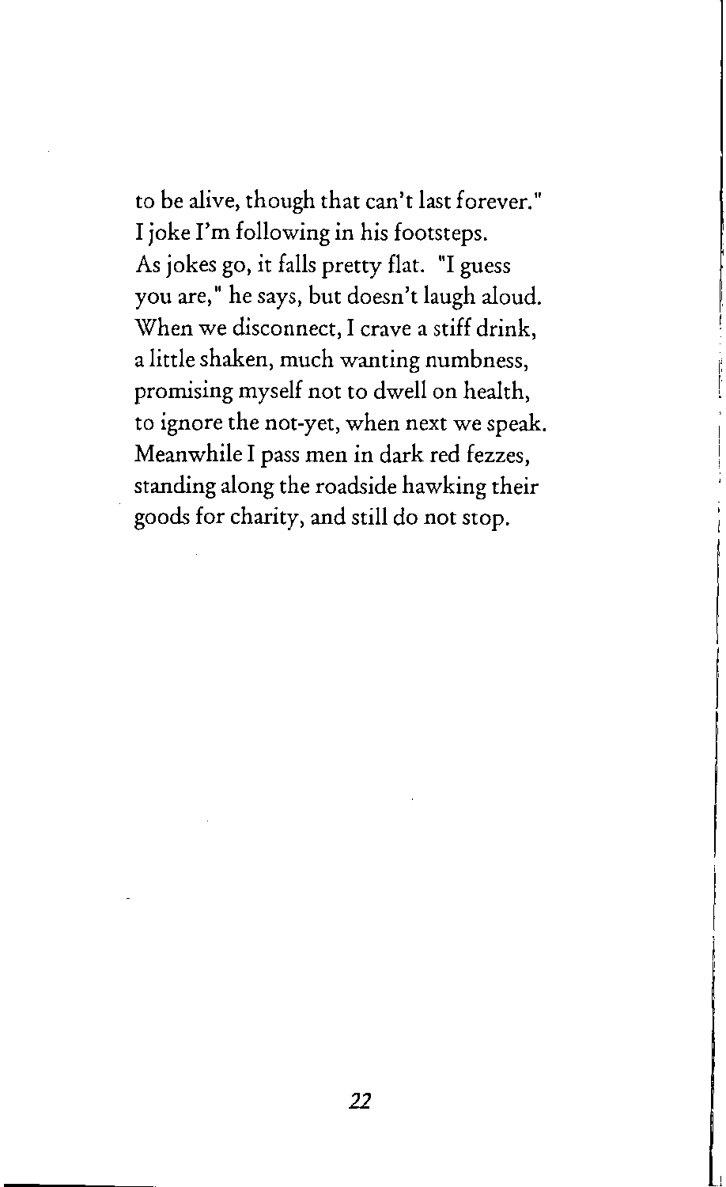to be alive, though that can't last forever."
I joke I'm following in his footsteps.
As jokes go, it falls pretty flat. "I guess
you are," he says, but doesn't laugh aloud.
When we disconnect, I crave a stiff drink,
a little shaken, much wanting numbness,
promising myself not to dwell on health,
to ignore the not-yet, when next we speak.
Meanwhile I pass men in dark red fezzes,
standing along the roadside hawking their
goods for charity, and still do not stop.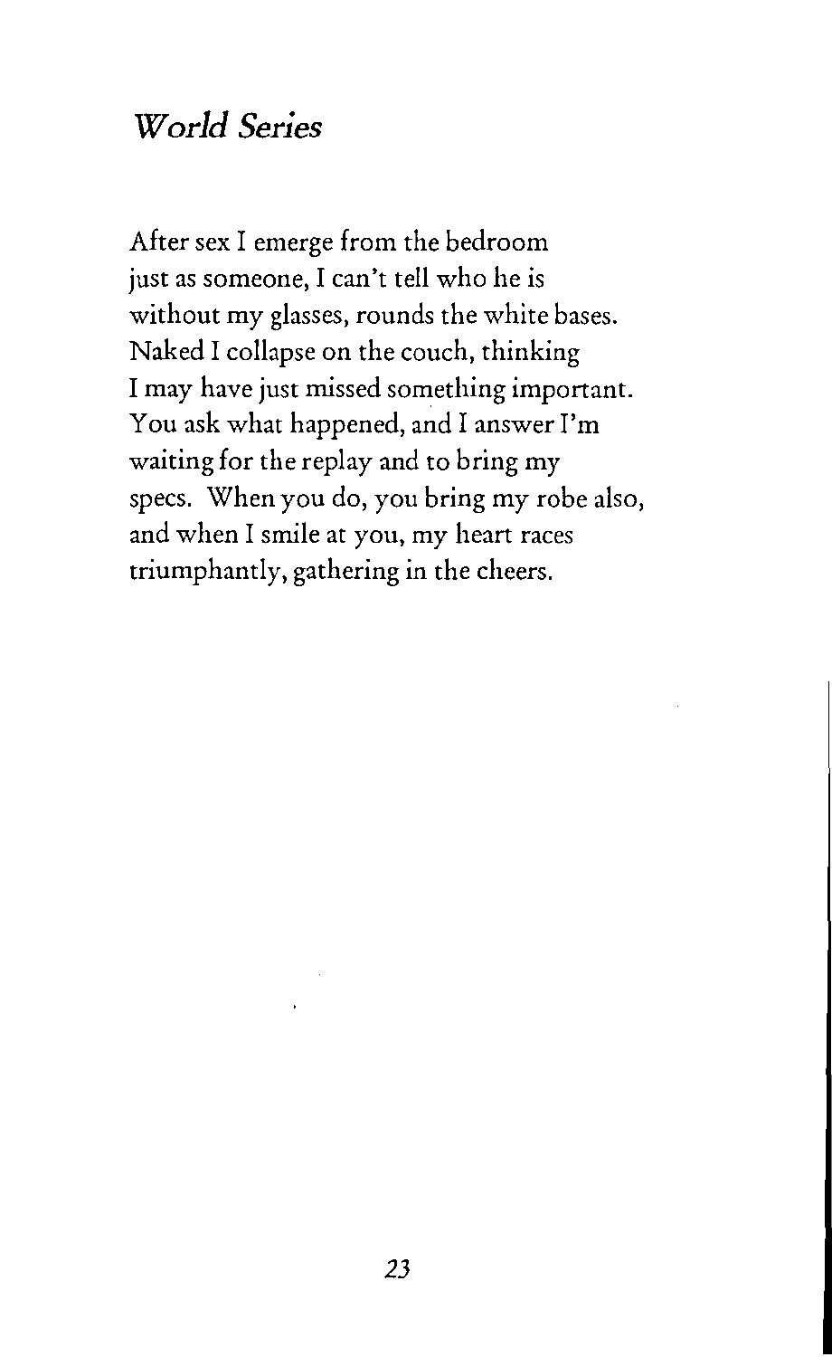## *World Series*

After sex I emerge from the bedroom
just as someone, I can't tell who he is
without my glasses, rounds the white bases.
Naked I collapse on the couch, thinking
I may have just missed something important.
You ask what happened, and I answer I'm
waiting for the replay and to bring my
specs. When you do, you bring my robe also,
and when I smile at you, my heart races
triumphantly, gathering in the cheers.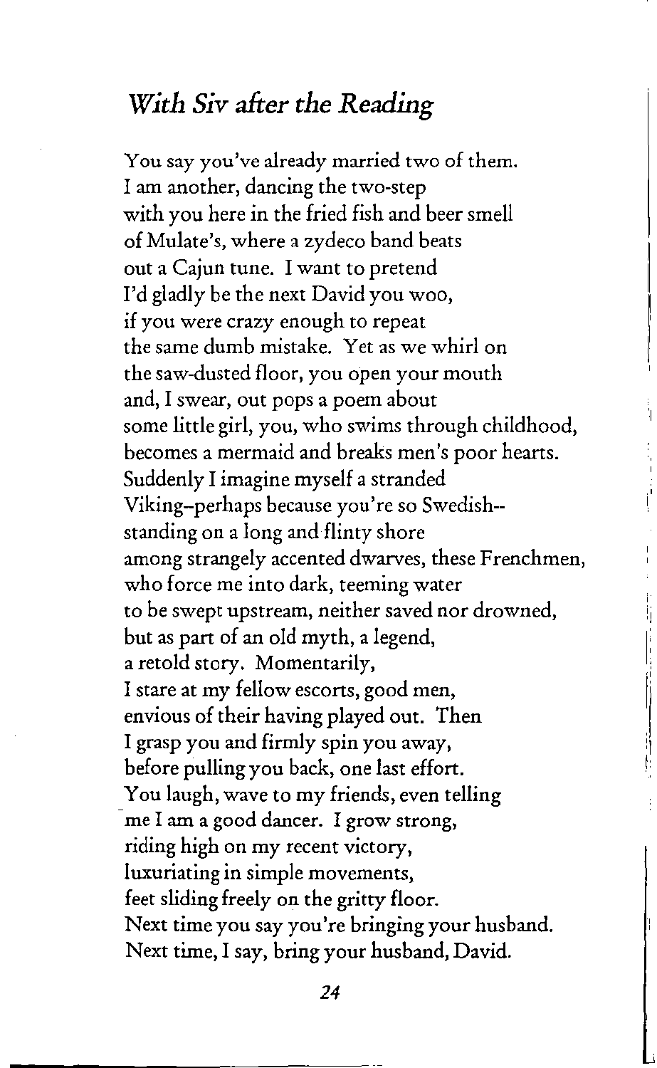## *With Siv after the Reading*

You say you've already married two of them.  
I am another, dancing the two-step  
with you here in the fried fish and beer smell  
of Mulate's, where a zydeco band beats  
out a Cajun tune. I want to pretend  
I'd gladly be the next David you woo,  
if you were crazy enough to repeat  
the same dumb mistake. Yet as we whirl on  
the saw-dusted floor, you open your mouth  
and, I swear, out pops a poem about  
some little girl, you, who swims through childhood,  
becomes a mermaid and breaks men's poor hearts.  
Suddenly I imagine myself a stranded  
Viking–perhaps because you're so Swedish--  
standing on a long and flinty shore  
among strangely accented dwarves, these Frenchmen,  
who force me into dark, teeming water  
to be swept upstream, neither saved nor drowned,  
but as part of an old myth, a legend,  
a retold story. Momentarily,  
I stare at my fellow escorts, good men,  
envious of their having played out. Then  
I grasp you and firmly spin you away,  
before pulling you back, one last effort.  
You laugh, wave to my friends, even telling  
me I am a good dancer. I grow strong,  
riding high on my recent victory,  
luxuriating in simple movements,  
feet sliding freely on the gritty floor.  
Next time you say you're bringing your husband.  
Next time, I say, bring your husband, David.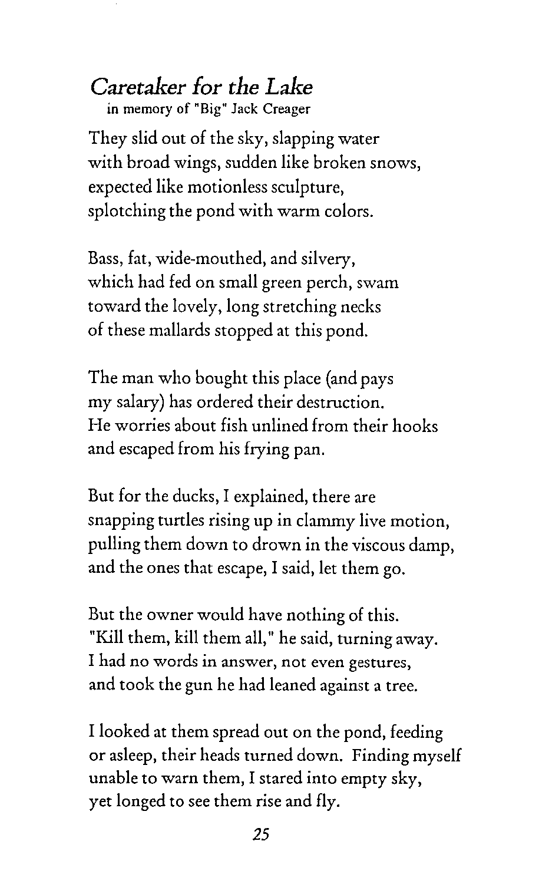## *Caretaker for the Lake*

in memory of "Big" Jack Creager

They slid out of the sky, slapping water  
with broad wings, sudden like broken snows,  
expected like motionless sculpture,  
splotching the pond with warm colors.

Bass, fat, wide-mouthed, and silvery,  
which had fed on small green perch, swam  
toward the lovely, long stretching necks  
of these mallards stopped at this pond.

The man who bought this place (and pays  
my salary) has ordered their destruction.  
He worries about fish unlined from their hooks  
and escaped from his frying pan.

But for the ducks, I explained, there are  
snapping turtles rising up in clammy live motion,  
pulling them down to drown in the viscous damp,  
and the ones that escape, I said, let them go.

But the owner would have nothing of this.  
"Kill them, kill them all," he said, turning away.  
I had no words in answer, not even gestures,  
and took the gun he had leaned against a tree.

I looked at them spread out on the pond, feeding  
or asleep, their heads turned down. Finding myself  
unable to warn them, I stared into empty sky,  
yet longed to see them rise and fly.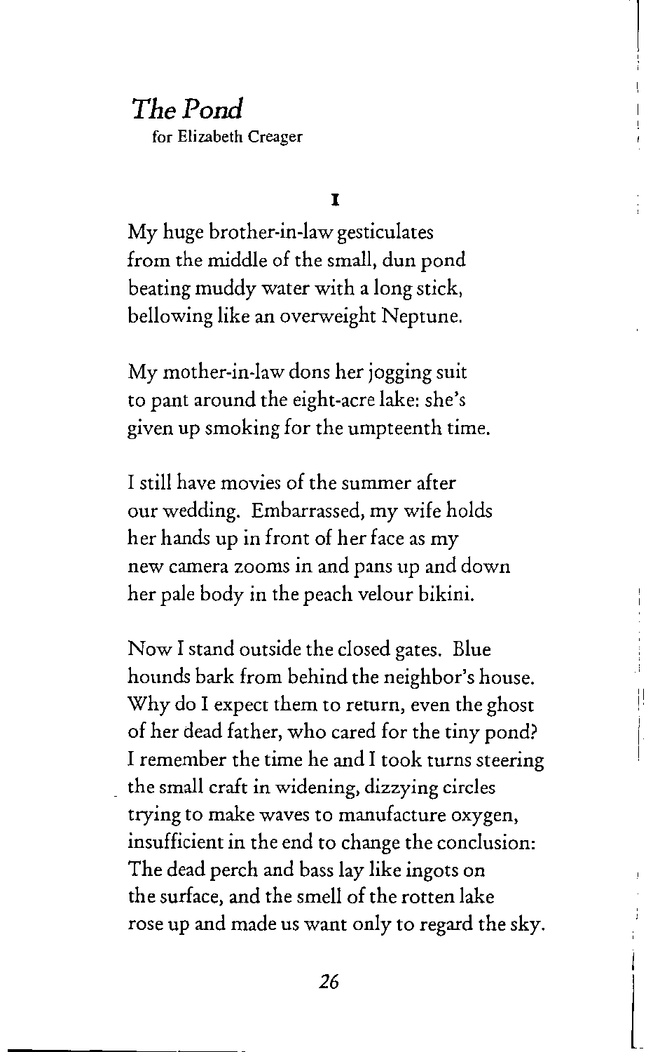# *The Pond*

for Elizabeth Creager

**I**

My huge brother-in-law gesticulates  
from the middle of the small, dun pond  
beating muddy water with a long stick,  
bellowing like an overweight Neptune.

My mother-in-law dons her jogging suit  
to pant around the eight-acre lake: she's  
given up smoking for the umpteenth time.

I still have movies of the summer after  
our wedding. Embarrassed, my wife holds  
her hands up in front of her face as my  
new camera zooms in and pans up and down  
her pale body in the peach velour bikini.

Now I stand outside the closed gates. Blue  
hounds bark from behind the neighbor's house.  
Why do I expect them to return, even the ghost  
of her dead father, who cared for the tiny pond?  
I remember the time he and I took turns steering  
the small craft in widening, dizzying circles  
trying to make waves to manufacture oxygen,  
insufficient in the end to change the conclusion:  
The dead perch and bass lay like ingots on  
the surface, and the smell of the rotten lake  
rose up and made us want only to regard the sky.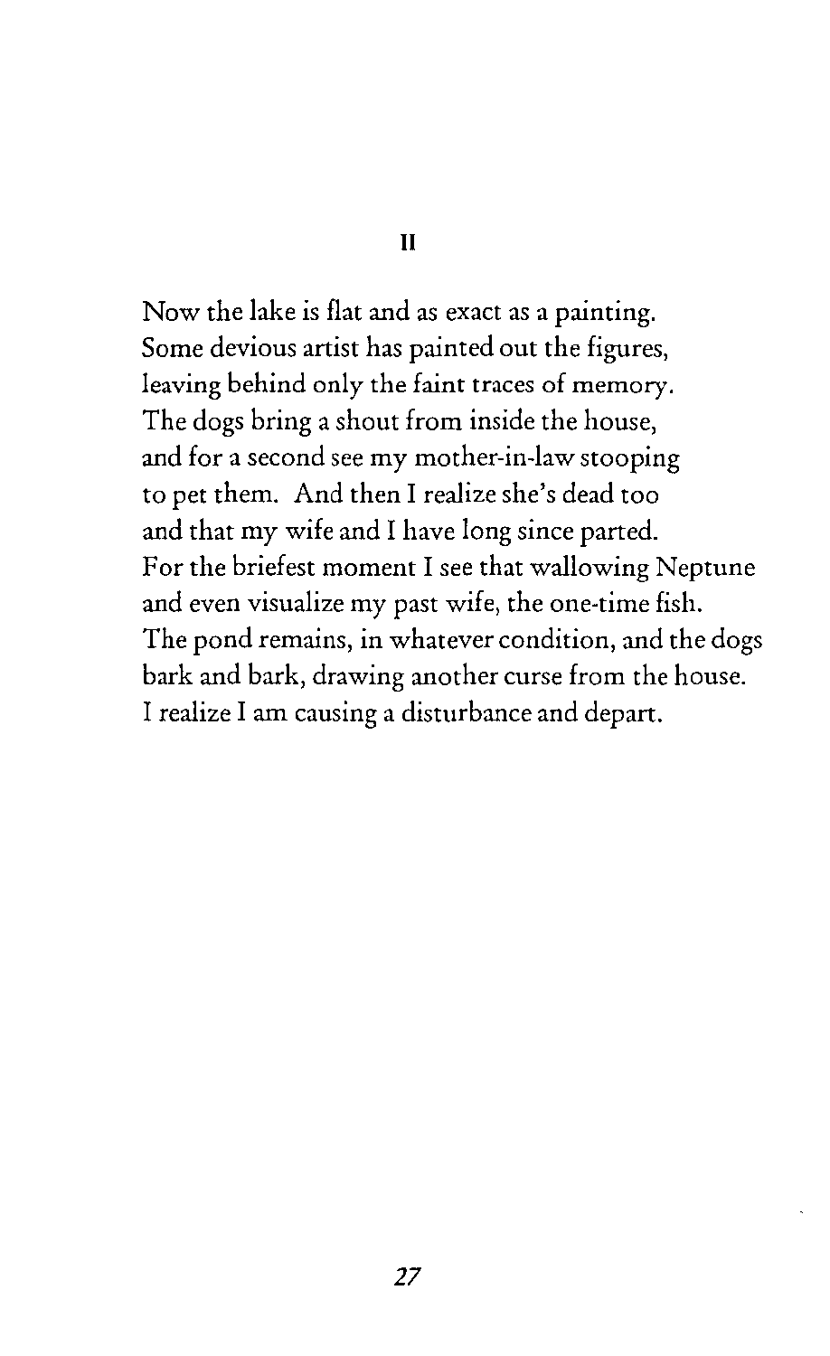## II

Now the lake is flat and as exact as a painting.
Some devious artist has painted out the figures,
leaving behind only the faint traces of memory.
The dogs bring a shout from inside the house,
and for a second see my mother-in-law stooping
to pet them. And then I realize she's dead too
and that my wife and I have long since parted.
For the briefest moment I see that wallowing Neptune
and even visualize my past wife, the one-time fish.
The pond remains, in whatever condition, and the dogs
bark and bark, drawing another curse from the house.
I realize I am causing a disturbance and depart.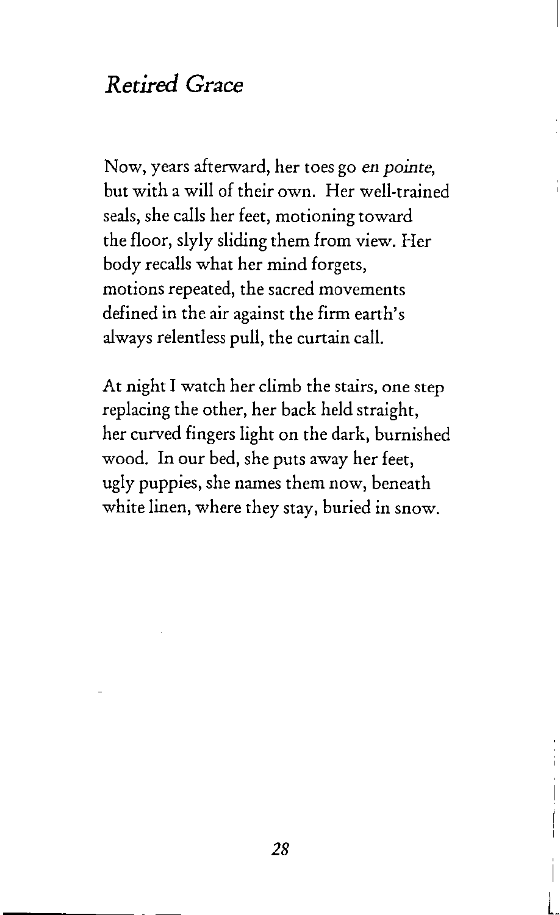## *Retired Grace*

Now, years afterward, her toes go *en pointe*,  
but with a will of their own. Her well-trained  
seals, she calls her feet, motioning toward  
the floor, slyly sliding them from view. Her  
body recalls what her mind forgets,  
motions repeated, the sacred movements  
defined in the air against the firm earth's  
always relentless pull, the curtain call.

At night I watch her climb the stairs, one step  
replacing the other, her back held straight,  
her curved fingers light on the dark, burnished  
wood. In our bed, she puts away her feet,  
ugly puppies, she names them now, beneath  
white linen, where they stay, buried in snow.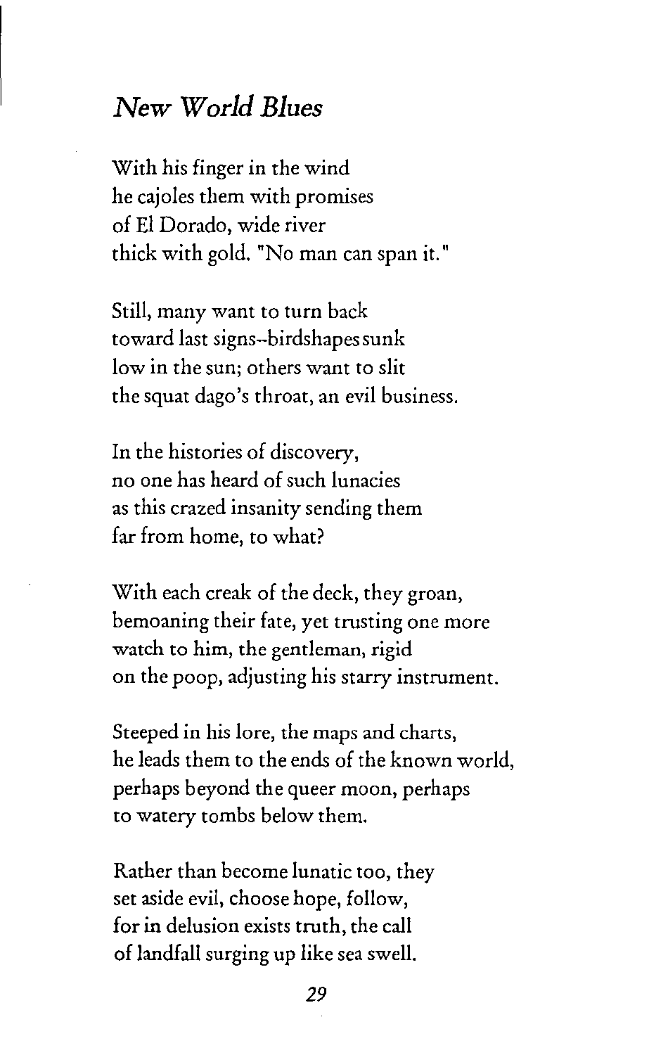## *New World Blues*

With his finger in the wind
he cajoles them with promises
of El Dorado, wide river
thick with gold. "No man can span it."

Still, many want to turn back
toward last signs--birdshapes sunk
low in the sun; others want to slit
the squat dago's throat, an evil business.

In the histories of discovery,
no one has heard of such lunacies
as this crazed insanity sending them
far from home, to what?

With each creak of the deck, they groan,
bemoaning their fate, yet trusting one more
watch to him, the gentleman, rigid
on the poop, adjusting his starry instrument.

Steeped in his lore, the maps and charts,
he leads them to the ends of the known world,
perhaps beyond the queer moon, perhaps
to watery tombs below them.

Rather than become lunatic too, they
set aside evil, choose hope, follow,
for in delusion exists truth, the call
of landfall surging up like sea swell.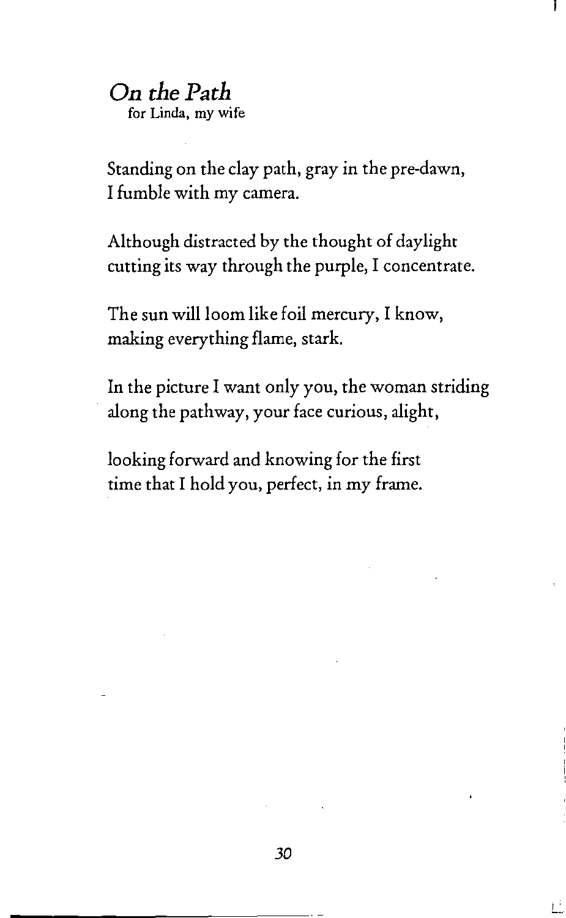## *On the Path*

for Linda, my wife

Standing on the clay path, gray in the pre-dawn,
I fumble with my camera.

Although distracted by the thought of daylight
cutting its way through the purple, I concentrate.

The sun will loom like foil mercury, I know,
making everything flame, stark.

In the picture I want only you, the woman striding
along the pathway, your face curious, alight,

looking forward and knowing for the first
time that I hold you, perfect, in my frame.